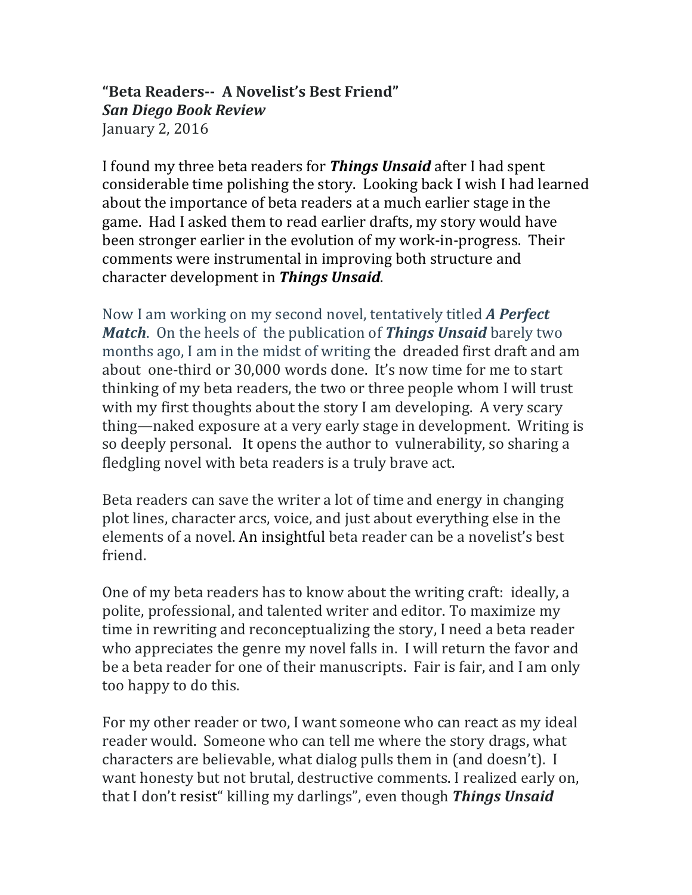**"Beta Readers-- A Novelist's Best Friend"**
***San Diego Book Review***
January 2, 2016

I found my three beta readers for ***Things Unsaid*** after I had spent considerable time polishing the story. Looking back I wish I had learned about the importance of beta readers at a much earlier stage in the game. Had I asked them to read earlier drafts, my story would have been stronger earlier in the evolution of my work-in-progress. Their comments were instrumental in improving both structure and character development in ***Things Unsaid***.

Now I am working on my second novel, tentatively titled ***A Perfect Match***. On the heels of the publication of ***Things Unsaid*** barely two months ago, I am in the midst of writing the dreaded first draft and am about one-third or 30,000 words done. It's now time for me to start thinking of my beta readers, the two or three people whom I will trust with my first thoughts about the story I am developing. A very scary thing—naked exposure at a very early stage in development. Writing is so deeply personal. It opens the author to vulnerability, so sharing a fledgling novel with beta readers is a truly brave act.

Beta readers can save the writer a lot of time and energy in changing plot lines, character arcs, voice, and just about everything else in the elements of a novel. An insightful beta reader can be a novelist's best friend.

One of my beta readers has to know about the writing craft: ideally, a polite, professional, and talented writer and editor. To maximize my time in rewriting and reconceptualizing the story, I need a beta reader who appreciates the genre my novel falls in. I will return the favor and be a beta reader for one of their manuscripts. Fair is fair, and I am only too happy to do this.

For my other reader or two, I want someone who can react as my ideal reader would. Someone who can tell me where the story drags, what characters are believable, what dialog pulls them in (and doesn't). I want honesty but not brutal, destructive comments. I realized early on, that I don't resist" killing my darlings", even though ***Things Unsaid***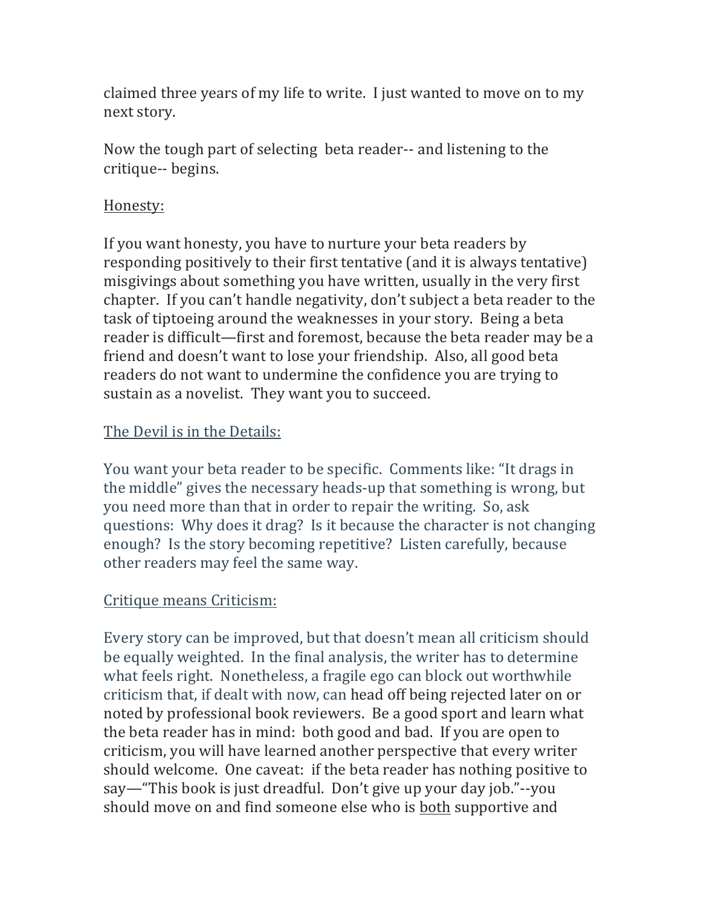claimed three years of my life to write. I just wanted to move on to my next story.

Now the tough part of selecting beta reader-- and listening to the critique-- begins.

<u>Honesty:</u>

If you want honesty, you have to nurture your beta readers by responding positively to their first tentative (and it is always tentative) misgivings about something you have written, usually in the very first chapter. If you can't handle negativity, don't subject a beta reader to the task of tiptoeing around the weaknesses in your story. Being a beta reader is difficult—first and foremost, because the beta reader may be a friend and doesn't want to lose your friendship. Also, all good beta readers do not want to undermine the confidence you are trying to sustain as a novelist. They want you to succeed.

<u>The Devil is in the Details:</u>

You want your beta reader to be specific. Comments like: "It drags in the middle" gives the necessary heads-up that something is wrong, but you need more than that in order to repair the writing. So, ask questions: Why does it drag? Is it because the character is not changing enough? Is the story becoming repetitive? Listen carefully, because other readers may feel the same way.

<u>Critique means Criticism:</u>

Every story can be improved, but that doesn't mean all criticism should be equally weighted. In the final analysis, the writer has to determine what feels right. Nonetheless, a fragile ego can block out worthwhile criticism that, if dealt with now, can head off being rejected later on or noted by professional book reviewers. Be a good sport and learn what the beta reader has in mind: both good and bad. If you are open to criticism, you will have learned another perspective that every writer should welcome. One caveat: if the beta reader has nothing positive to say—"This book is just dreadful. Don't give up your day job."--you should move on and find someone else who is <u>both</u> supportive and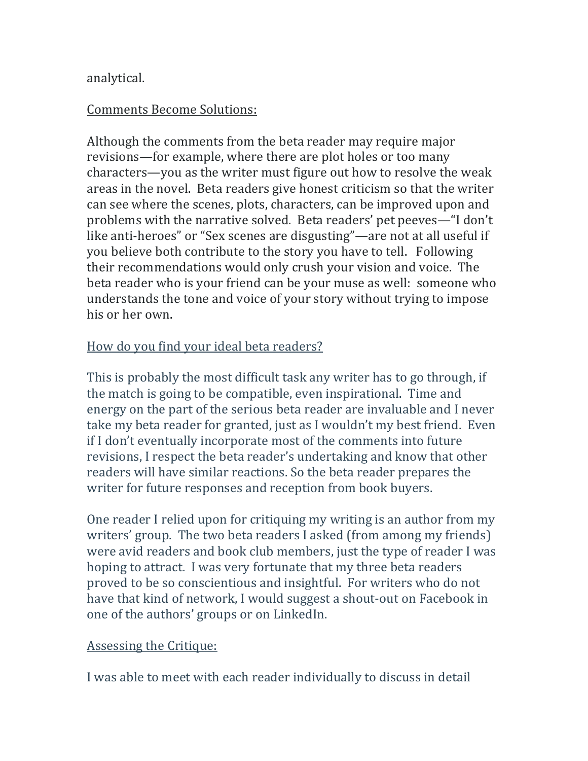analytical.

<u>Comments Become Solutions:</u>

Although the comments from the beta reader may require major revisions—for example, where there are plot holes or too many characters—you as the writer must figure out how to resolve the weak areas in the novel. Beta readers give honest criticism so that the writer can see where the scenes, plots, characters, can be improved upon and problems with the narrative solved. Beta readers' pet peeves—"I don't like anti-heroes" or "Sex scenes are disgusting"—are not at all useful if you believe both contribute to the story you have to tell. Following their recommendations would only crush your vision and voice. The beta reader who is your friend can be your muse as well: someone who understands the tone and voice of your story without trying to impose his or her own.

<u>How do you find your ideal beta readers?</u>

This is probably the most difficult task any writer has to go through, if the match is going to be compatible, even inspirational. Time and energy on the part of the serious beta reader are invaluable and I never take my beta reader for granted, just as I wouldn't my best friend. Even if I don't eventually incorporate most of the comments into future revisions, I respect the beta reader's undertaking and know that other readers will have similar reactions. So the beta reader prepares the writer for future responses and reception from book buyers.

One reader I relied upon for critiquing my writing is an author from my writers' group. The two beta readers I asked (from among my friends) were avid readers and book club members, just the type of reader I was hoping to attract. I was very fortunate that my three beta readers proved to be so conscientious and insightful. For writers who do not have that kind of network, I would suggest a shout-out on Facebook in one of the authors' groups or on LinkedIn.

<u>Assessing the Critique:</u>

I was able to meet with each reader individually to discuss in detail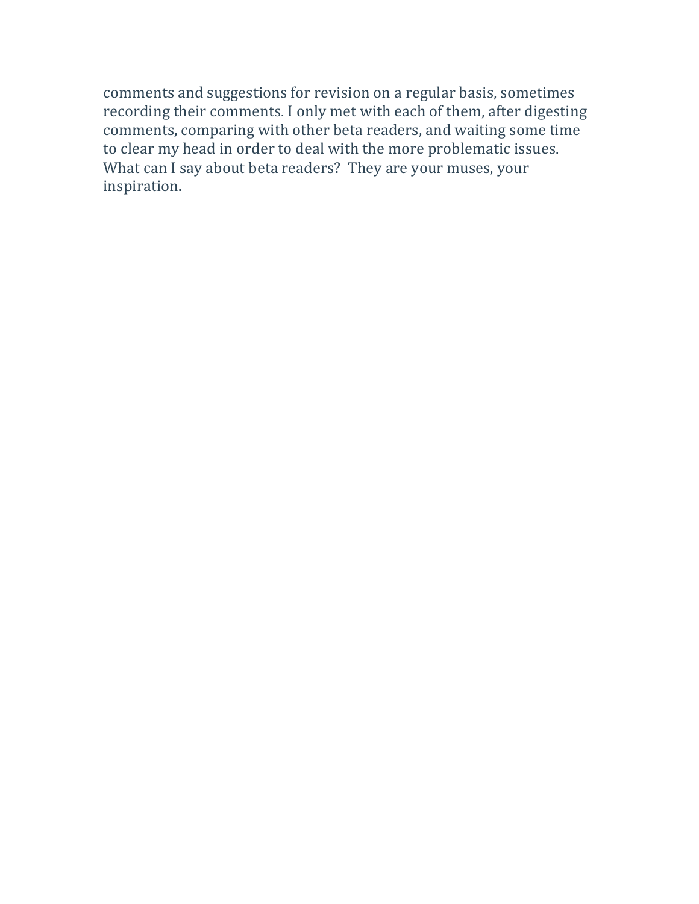comments and suggestions for revision on a regular basis, sometimes recording their comments. I only met with each of them, after digesting comments, comparing with other beta readers, and waiting some time to clear my head in order to deal with the more problematic issues. What can I say about beta readers? They are your muses, your inspiration.